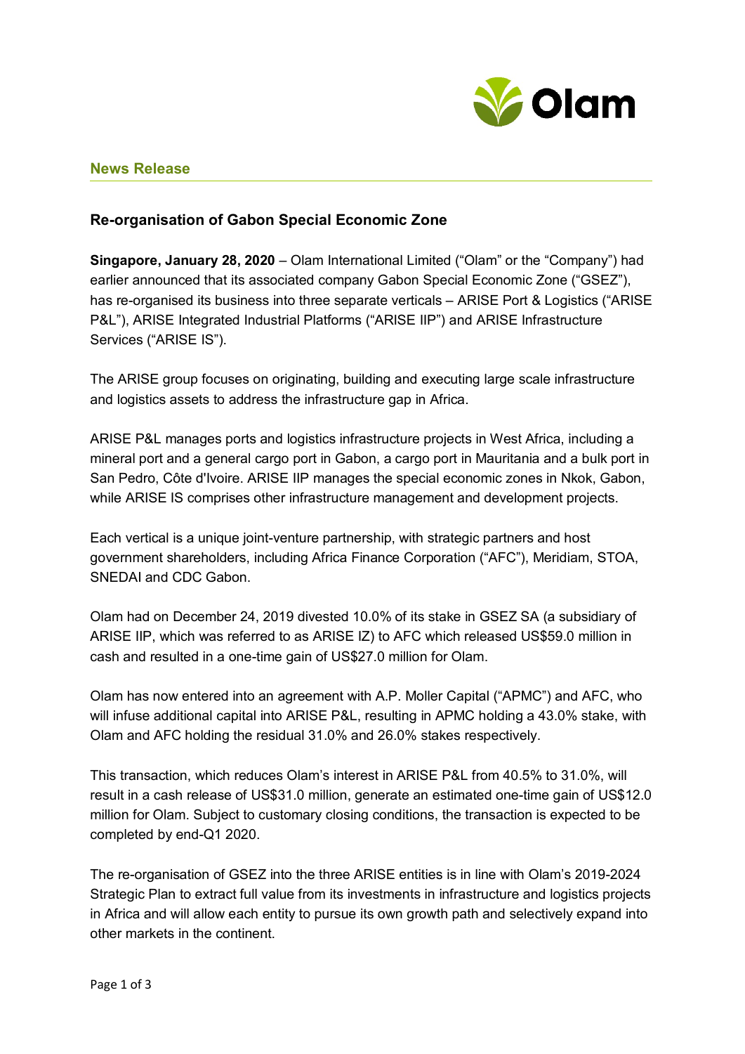**News Release**

## Re-organisation of Gabon Special Economic Zone

**Singapore, January 28, 2020** – Olam International Limited ("Olam" or the "Company") had earlier announced that its associated company Gabon Special Economic Zone ("GSEZ"), has re-organised its business into three separate verticals – ARISE Port & Logistics ("ARISE P&L"), ARISE Integrated Industrial Platforms ("ARISE IIP") and ARISE Infrastructure Services ("ARISE IS").

The ARISE group focuses on originating, building and executing large scale infrastructure and logistics assets to address the infrastructure gap in Africa.

ARISE P&L manages ports and logistics infrastructure projects in West Africa, including a mineral port and a general cargo port in Gabon, a cargo port in Mauritania and a bulk port in San Pedro, Côte d'Ivoire. ARISE IIP manages the special economic zones in Nkok, Gabon, while ARISE IS comprises other infrastructure management and development projects.

Each vertical is a unique joint-venture partnership, with strategic partners and host government shareholders, including Africa Finance Corporation ("AFC"), Meridiam, STOA, SNEDAI and CDC Gabon.

Olam had on December 24, 2019 divested 10.0% of its stake in GSEZ SA (a subsidiary of ARISE IIP, which was referred to as ARISE IZ) to AFC which released US$59.0 million in cash and resulted in a one-time gain of US$27.0 million for Olam.

Olam has now entered into an agreement with A.P. Moller Capital ("APMC") and AFC, who will infuse additional capital into ARISE P&L, resulting in APMC holding a 43.0% stake, with Olam and AFC holding the residual 31.0% and 26.0% stakes respectively.

This transaction, which reduces Olam's interest in ARISE P&L from 40.5% to 31.0%, will result in a cash release of US$31.0 million, generate an estimated one-time gain of US$12.0 million for Olam. Subject to customary closing conditions, the transaction is expected to be completed by end-Q1 2020.

The re-organisation of GSEZ into the three ARISE entities is in line with Olam's 2019-2024 Strategic Plan to extract full value from its investments in infrastructure and logistics projects in Africa and will allow each entity to pursue its own growth path and selectively expand into other markets in the continent.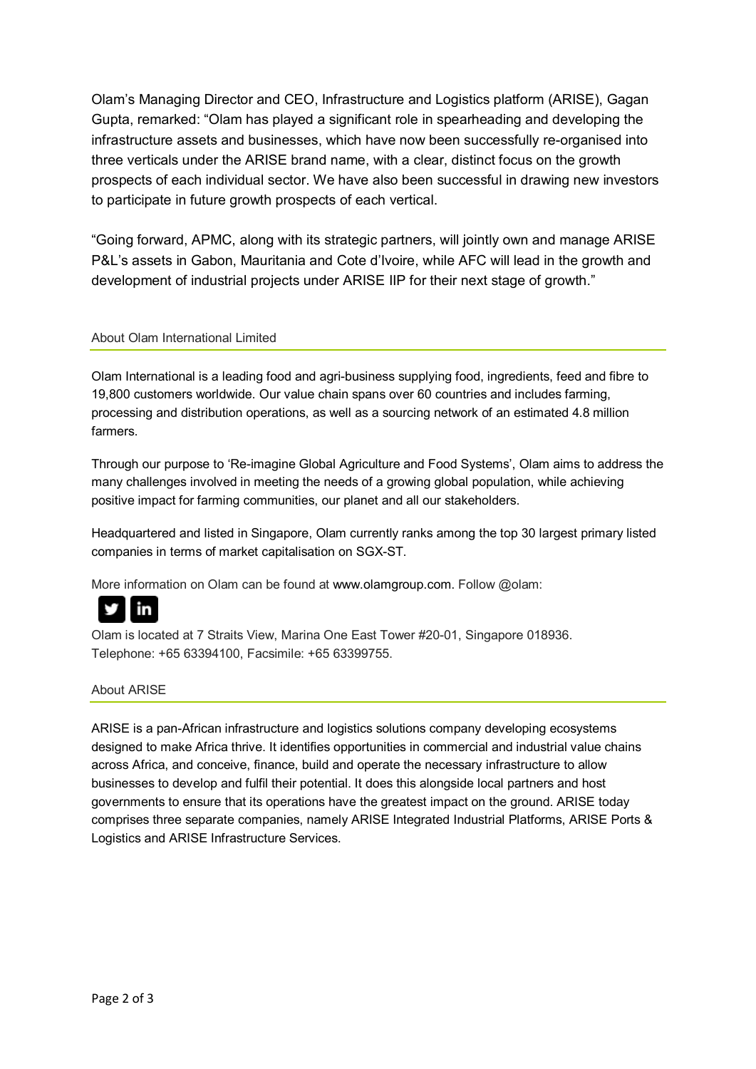Olam's Managing Director and CEO, Infrastructure and Logistics platform (ARISE), Gagan Gupta, remarked: "Olam has played a significant role in spearheading and developing the infrastructure assets and businesses, which have now been successfully re-organised into three verticals under the ARISE brand name, with a clear, distinct focus on the growth prospects of each individual sector. We have also been successful in drawing new investors to participate in future growth prospects of each vertical.

"Going forward, APMC, along with its strategic partners, will jointly own and manage ARISE P&L's assets in Gabon, Mauritania and Cote d'Ivoire, while AFC will lead in the growth and development of industrial projects under ARISE IIP for their next stage of growth."

## About Olam International Limited

Olam International is a leading food and agri-business supplying food, ingredients, feed and fibre to 19,800 customers worldwide. Our value chain spans over 60 countries and includes farming, processing and distribution operations, as well as a sourcing network of an estimated 4.8 million farmers.

Through our purpose to 'Re-imagine Global Agriculture and Food Systems', Olam aims to address the many challenges involved in meeting the needs of a growing global population, while achieving positive impact for farming communities, our planet and all our stakeholders.

Headquartered and listed in Singapore, Olam currently ranks among the top 30 largest primary listed companies in terms of market capitalisation on SGX-ST.

More information on Olam can be found at www.olamgroup.com. Follow @olam:

Olam is located at 7 Straits View, Marina One East Tower #20-01, Singapore 018936.
Telephone: +65 63394100, Facsimile: +65 63399755.

## About ARISE

ARISE is a pan-African infrastructure and logistics solutions company developing ecosystems designed to make Africa thrive. It identifies opportunities in commercial and industrial value chains across Africa, and conceive, finance, build and operate the necessary infrastructure to allow businesses to develop and fulfil their potential. It does this alongside local partners and host governments to ensure that its operations have the greatest impact on the ground. ARISE today comprises three separate companies, namely ARISE Integrated Industrial Platforms, ARISE Ports & Logistics and ARISE Infrastructure Services.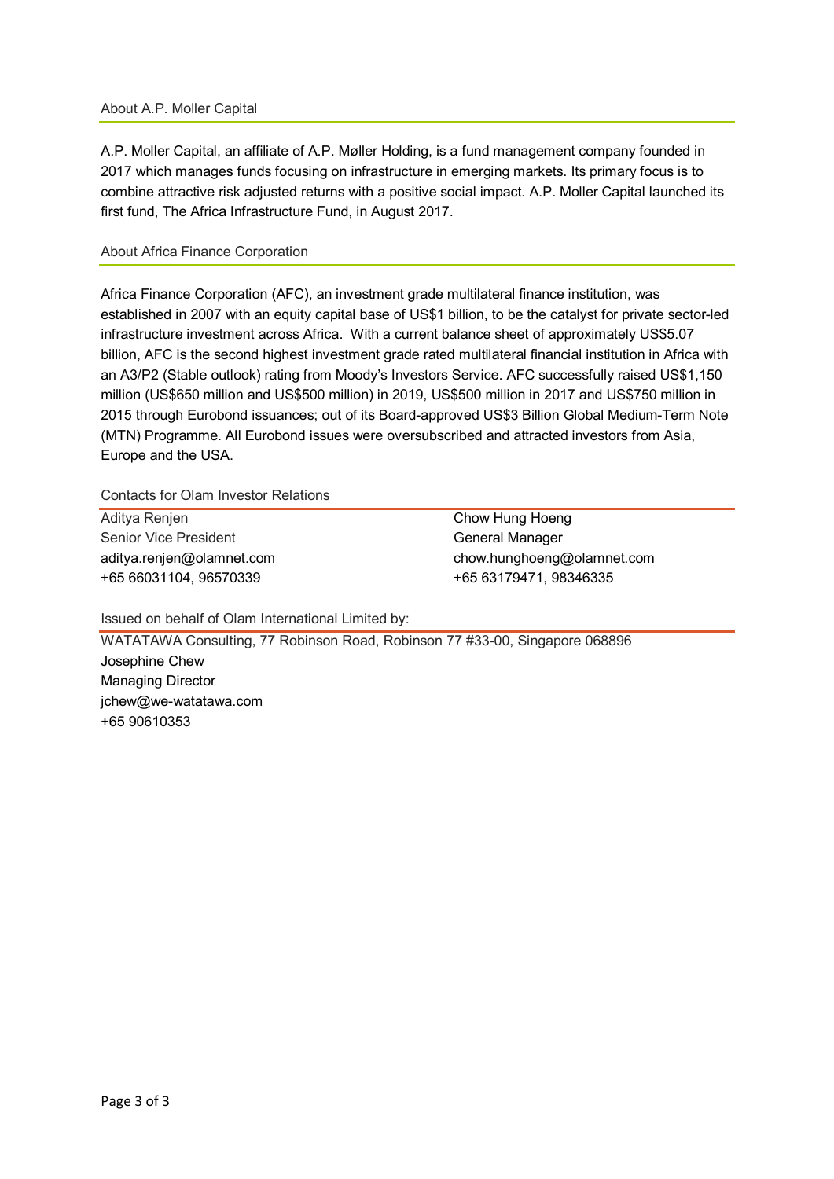## About A.P. Moller Capital

A.P. Moller Capital, an affiliate of A.P. Møller Holding, is a fund management company founded in 2017 which manages funds focusing on infrastructure in emerging markets. Its primary focus is to combine attractive risk adjusted returns with a positive social impact. A.P. Moller Capital launched its first fund, The Africa Infrastructure Fund, in August 2017.

## About Africa Finance Corporation

Africa Finance Corporation (AFC), an investment grade multilateral finance institution, was established in 2007 with an equity capital base of US$1 billion, to be the catalyst for private sector-led infrastructure investment across Africa. With a current balance sheet of approximately US$5.07 billion, AFC is the second highest investment grade rated multilateral financial institution in Africa with an A3/P2 (Stable outlook) rating from Moody's Investors Service. AFC successfully raised US$1,150 million (US$650 million and US$500 million) in 2019, US$500 million in 2017 and US$750 million in 2015 through Eurobond issuances; out of its Board-approved US$3 Billion Global Medium-Term Note (MTN) Programme. All Eurobond issues were oversubscribed and attracted investors from Asia, Europe and the USA.

## Contacts for Olam Investor Relations

Aditya Renjen
Senior Vice President
aditya.renjen@olamnet.com
+65 66031104, 96570339

Chow Hung Hoeng
General Manager
chow.hunghoeng@olamnet.com
+65 63179471, 98346335

## Issued on behalf of Olam International Limited by:

WATATAWA Consulting, 77 Robinson Road, Robinson 77 #33-00, Singapore 068896
Josephine Chew
Managing Director
jchew@we-watatawa.com
+65 90610353